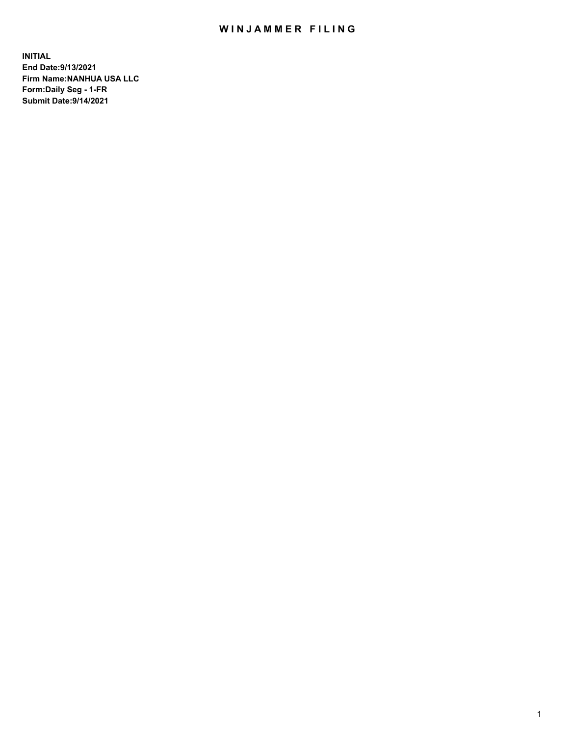# WINJAMMER FILING

**INITIAL**
**End Date:9/13/2021**
**Firm Name:NANHUA USA LLC**
**Form:Daily Seg - 1-FR**
**Submit Date:9/14/2021**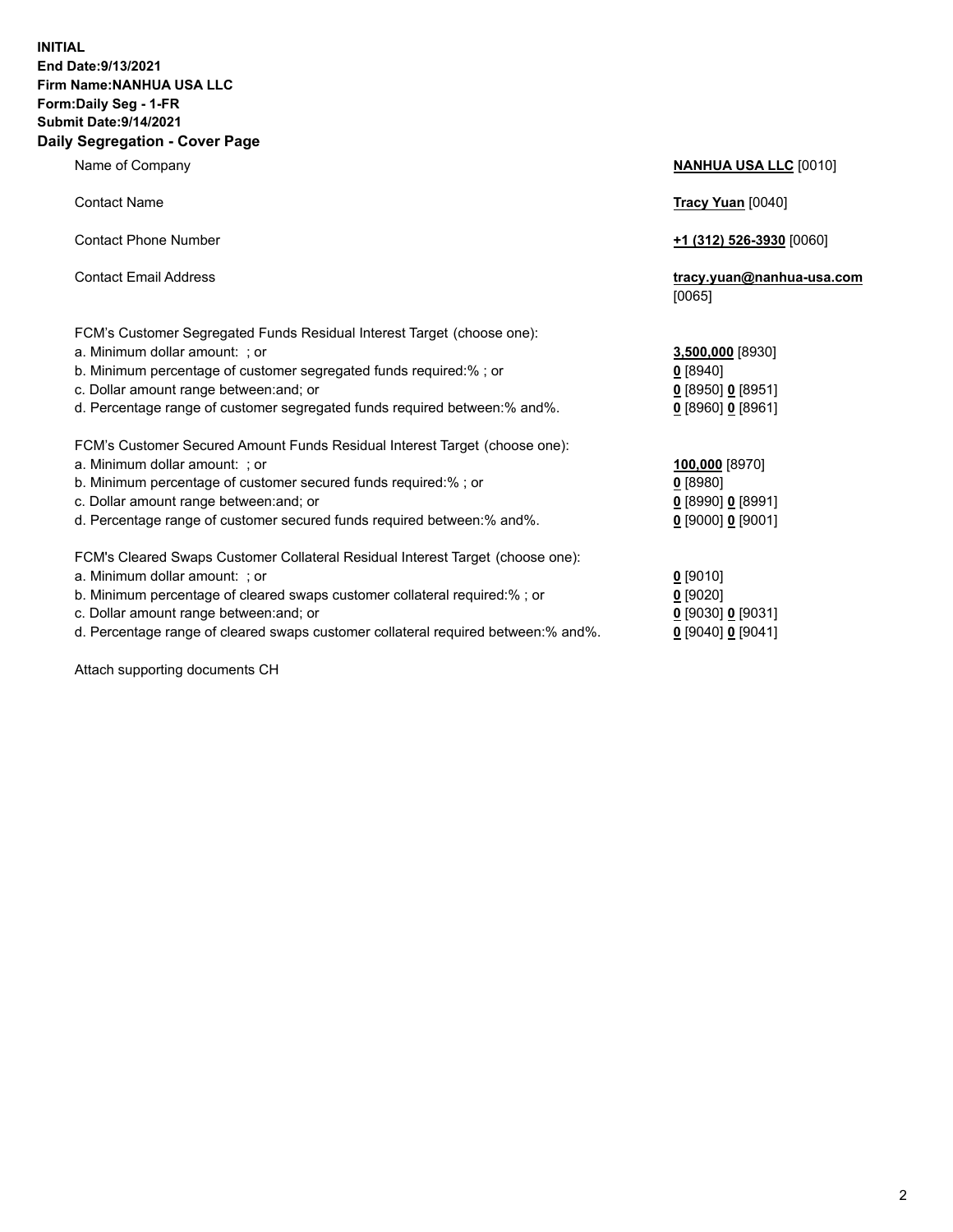**INITIAL**
**End Date:9/13/2021**
**Firm Name:NANHUA USA LLC**
**Form:Daily Seg - 1-FR**
**Submit Date:9/14/2021**

## Daily Segregation - Cover Page

| | |
|---|---|
| Name of Company | **NANHUA USA LLC** [0010] |
| Contact Name | **Tracy Yuan** [0040] |
| Contact Phone Number | **+1 (312) 526-3930** [0060] |
| Contact Email Address | **tracy.yuan@nanhua-usa.com** [0065] |

FCM's Customer Segregated Funds Residual Interest Target (choose one):

| | |
|---|---|
| a. Minimum dollar amount: ; or | **3,500,000** [8930] |
| b. Minimum percentage of customer segregated funds required:% ; or | **0** [8940] |
| c. Dollar amount range between:and; or | **0** [8950] **0** [8951] |
| d. Percentage range of customer segregated funds required between:% and%. | **0** [8960] **0** [8961] |

FCM's Customer Secured Amount Funds Residual Interest Target (choose one):

| | |
|---|---|
| a. Minimum dollar amount: ; or | **100,000** [8970] |
| b. Minimum percentage of customer secured funds required:% ; or | **0** [8980] |
| c. Dollar amount range between:and; or | **0** [8990] **0** [8991] |
| d. Percentage range of customer secured funds required between:% and%. | **0** [9000] **0** [9001] |

FCM's Cleared Swaps Customer Collateral Residual Interest Target (choose one):

| | |
|---|---|
| a. Minimum dollar amount: ; or | **0** [9010] |
| b. Minimum percentage of cleared swaps customer collateral required:% ; or | **0** [9020] |
| c. Dollar amount range between:and; or | **0** [9030] **0** [9031] |
| d. Percentage range of cleared swaps customer collateral required between:% and%. | **0** [9040] **0** [9041] |

Attach supporting documents CH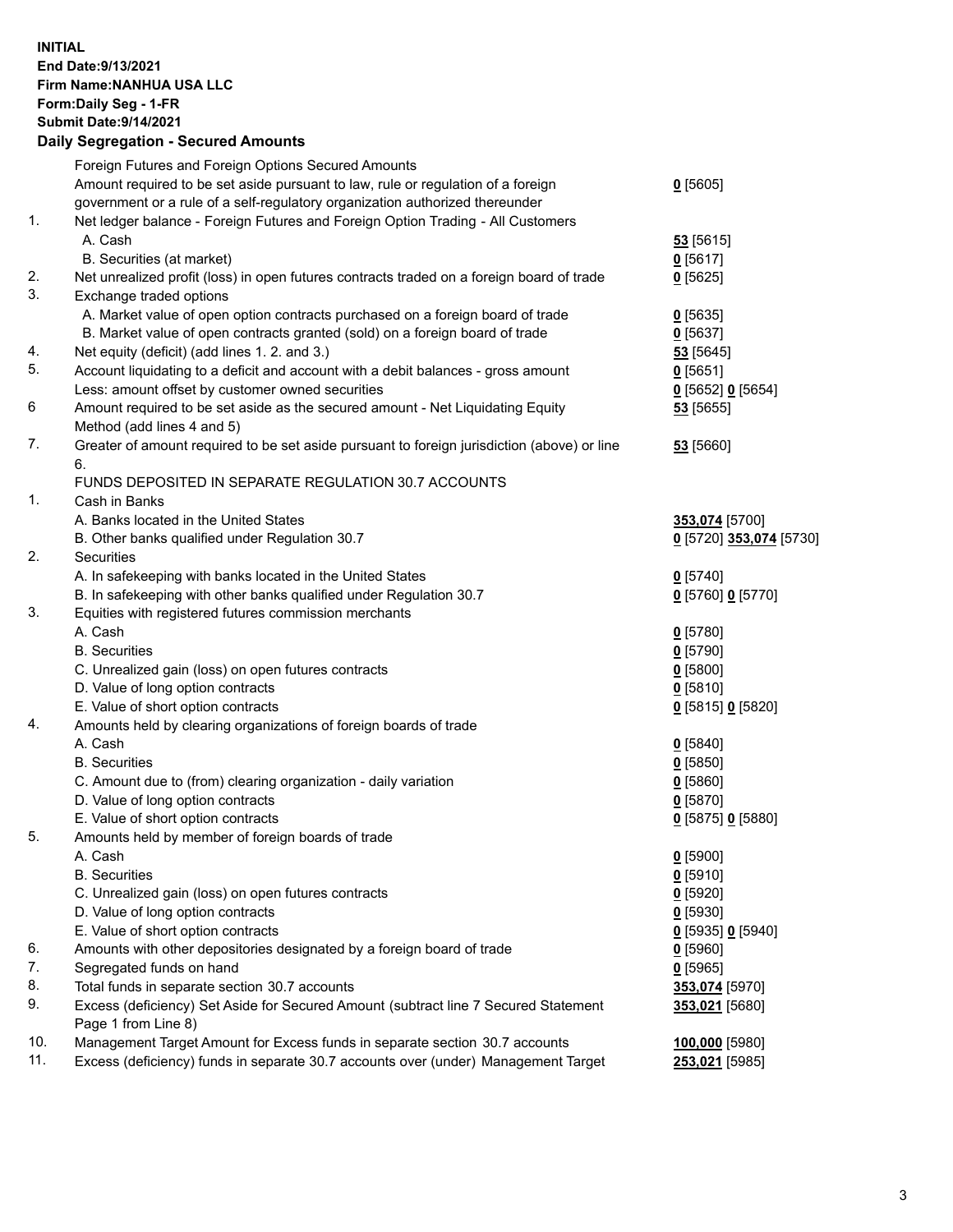**INITIAL**
**End Date:9/13/2021**
**Firm Name:NANHUA USA LLC**
**Form:Daily Seg - 1-FR**
**Submit Date:9/14/2021**

## Daily Segregation - Secured Amounts

| | | |
|---|---|---|
| | Foreign Futures and Foreign Options Secured Amounts | |
| | Amount required to be set aside pursuant to law, rule or regulation of a foreign government or a rule of a self-regulatory organization authorized thereunder | **0** [5605] |
| 1. | Net ledger balance - Foreign Futures and Foreign Option Trading - All Customers | |
| | A. Cash | **53** [5615] |
| | B. Securities (at market) | **0** [5617] |
| 2. | Net unrealized profit (loss) in open futures contracts traded on a foreign board of trade | **0** [5625] |
| 3. | Exchange traded options | |
| | A. Market value of open option contracts purchased on a foreign board of trade | **0** [5635] |
| | B. Market value of open contracts granted (sold) on a foreign board of trade | **0** [5637] |
| 4. | Net equity (deficit) (add lines 1. 2. and 3.) | **53** [5645] |
| 5. | Account liquidating to a deficit and account with a debit balances - gross amount | **0** [5651] |
| | Less: amount offset by customer owned securities | **0** [5652] **0** [5654] |
| 6 | Amount required to be set aside as the secured amount - Net Liquidating Equity Method (add lines 4 and 5) | **53** [5655] |
| 7. | Greater of amount required to be set aside pursuant to foreign jurisdiction (above) or line 6. | **53** [5660] |
| | FUNDS DEPOSITED IN SEPARATE REGULATION 30.7 ACCOUNTS | |
| 1. | Cash in Banks | |
| | A. Banks located in the United States | **353,074** [5700] |
| | B. Other banks qualified under Regulation 30.7 | **0** [5720] **353,074** [5730] |
| 2. | Securities | |
| | A. In safekeeping with banks located in the United States | **0** [5740] |
| | B. In safekeeping with other banks qualified under Regulation 30.7 | **0** [5760] **0** [5770] |
| 3. | Equities with registered futures commission merchants | |
| | A. Cash | **0** [5780] |
| | B. Securities | **0** [5790] |
| | C. Unrealized gain (loss) on open futures contracts | **0** [5800] |
| | D. Value of long option contracts | **0** [5810] |
| | E. Value of short option contracts | **0** [5815] **0** [5820] |
| 4. | Amounts held by clearing organizations of foreign boards of trade | |
| | A. Cash | **0** [5840] |
| | B. Securities | **0** [5850] |
| | C. Amount due to (from) clearing organization - daily variation | **0** [5860] |
| | D. Value of long option contracts | **0** [5870] |
| | E. Value of short option contracts | **0** [5875] **0** [5880] |
| 5. | Amounts held by member of foreign boards of trade | |
| | A. Cash | **0** [5900] |
| | B. Securities | **0** [5910] |
| | C. Unrealized gain (loss) on open futures contracts | **0** [5920] |
| | D. Value of long option contracts | **0** [5930] |
| | E. Value of short option contracts | **0** [5935] **0** [5940] |
| 6. | Amounts with other depositories designated by a foreign board of trade | **0** [5960] |
| 7. | Segregated funds on hand | **0** [5965] |
| 8. | Total funds in separate section 30.7 accounts | **353,074** [5970] |
| 9. | Excess (deficiency) Set Aside for Secured Amount (subtract line 7 Secured Statement Page 1 from Line 8) | **353,021** [5680] |
| 10. | Management Target Amount for Excess funds in separate section 30.7 accounts | **100,000** [5980] |
| 11. | Excess (deficiency) funds in separate 30.7 accounts over (under) Management Target | **253,021** [5985] |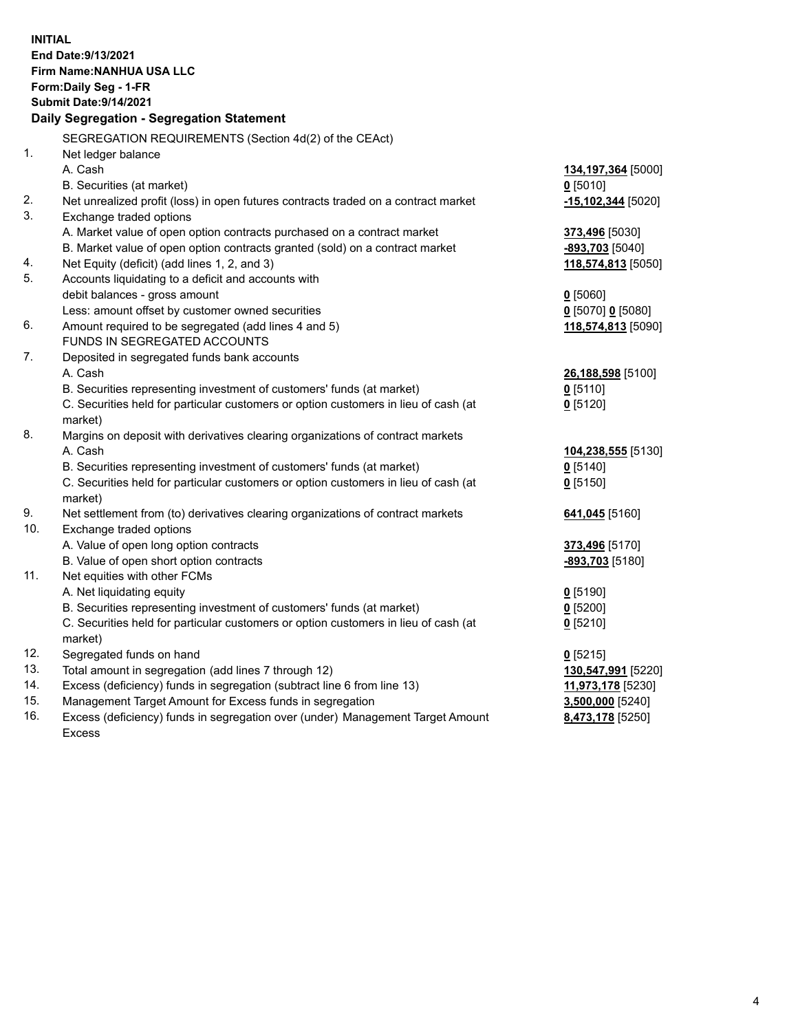**INITIAL**
**End Date:9/13/2021**
**Firm Name:NANHUA USA LLC**
**Form:Daily Seg - 1-FR**
**Submit Date:9/14/2021**

**Daily Segregation - Segregation Statement**

SEGREGATION REQUIREMENTS (Section 4d(2) of the CEAct)

| | | |
|---|---|---|
| 1. | Net ledger balance | |
| | A. Cash | **134,197,364** [5000] |
| | B. Securities (at market) | **0** [5010] |
| 2. | Net unrealized profit (loss) in open futures contracts traded on a contract market | **-15,102,344** [5020] |
| 3. | Exchange traded options | |
| | A. Market value of open option contracts purchased on a contract market | **373,496** [5030] |
| | B. Market value of open option contracts granted (sold) on a contract market | **-893,703** [5040] |
| 4. | Net Equity (deficit) (add lines 1, 2, and 3) | **118,574,813** [5050] |
| 5. | Accounts liquidating to a deficit and accounts with debit balances - gross amount | **0** [5060] |
| | Less: amount offset by customer owned securities | **0** [5070] **0** [5080] |
| 6. | Amount required to be segregated (add lines 4 and 5) | **118,574,813** [5090] |
| | FUNDS IN SEGREGATED ACCOUNTS | |
| 7. | Deposited in segregated funds bank accounts | |
| | A. Cash | **26,188,598** [5100] |
| | B. Securities representing investment of customers' funds (at market) | **0** [5110] |
| | C. Securities held for particular customers or option customers in lieu of cash (at market) | **0** [5120] |
| 8. | Margins on deposit with derivatives clearing organizations of contract markets | |
| | A. Cash | **104,238,555** [5130] |
| | B. Securities representing investment of customers' funds (at market) | **0** [5140] |
| | C. Securities held for particular customers or option customers in lieu of cash (at market) | **0** [5150] |
| 9. | Net settlement from (to) derivatives clearing organizations of contract markets | **641,045** [5160] |
| 10. | Exchange traded options | |
| | A. Value of open long option contracts | **373,496** [5170] |
| | B. Value of open short option contracts | **-893,703** [5180] |
| 11. | Net equities with other FCMs | |
| | A. Net liquidating equity | **0** [5190] |
| | B. Securities representing investment of customers' funds (at market) | **0** [5200] |
| | C. Securities held for particular customers or option customers in lieu of cash (at market) | **0** [5210] |
| 12. | Segregated funds on hand | **0** [5215] |
| 13. | Total amount in segregation (add lines 7 through 12) | **130,547,991** [5220] |
| 14. | Excess (deficiency) funds in segregation (subtract line 6 from line 13) | **11,973,178** [5230] |
| 15. | Management Target Amount for Excess funds in segregation | **3,500,000** [5240] |
| 16. | Excess (deficiency) funds in segregation over (under) Management Target Amount Excess | **8,473,178** [5250] |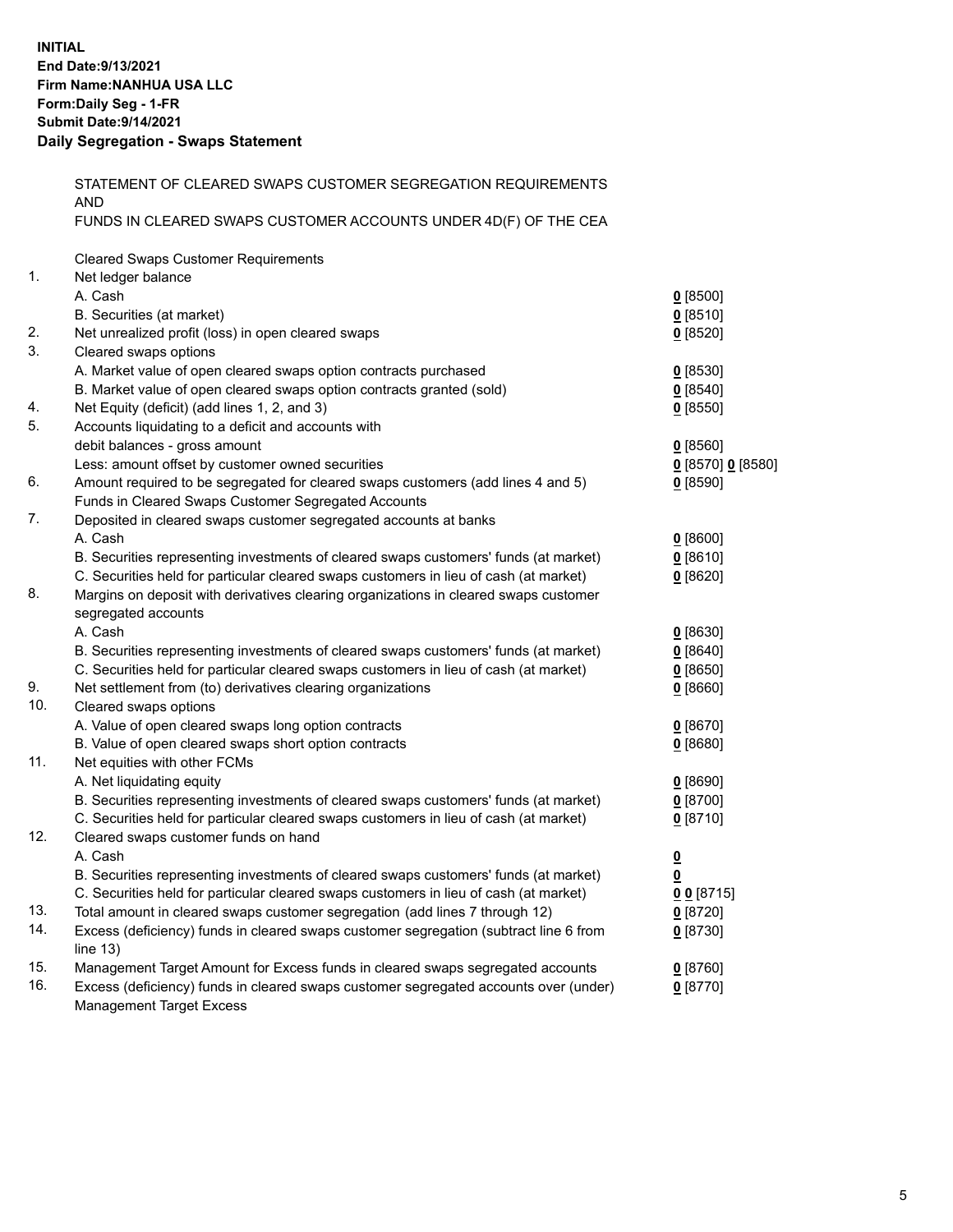**INITIAL**
**End Date:9/13/2021**
**Firm Name:NANHUA USA LLC**
**Form:Daily Seg - 1-FR**
**Submit Date:9/14/2021**
**Daily Segregation - Swaps Statement**

STATEMENT OF CLEARED SWAPS CUSTOMER SEGREGATION REQUIREMENTS AND FUNDS IN CLEARED SWAPS CUSTOMER ACCOUNTS UNDER 4D(F) OF THE CEA

| | | |
|---|---|---|
| | Cleared Swaps Customer Requirements | |
| 1. | Net ledger balance | |
| | A. Cash | 0 [8500] |
| | B. Securities (at market) | 0 [8510] |
| 2. | Net unrealized profit (loss) in open cleared swaps | 0 [8520] |
| 3. | Cleared swaps options | |
| | A. Market value of open cleared swaps option contracts purchased | 0 [8530] |
| | B. Market value of open cleared swaps option contracts granted (sold) | 0 [8540] |
| 4. | Net Equity (deficit) (add lines 1, 2, and 3) | 0 [8550] |
| 5. | Accounts liquidating to a deficit and accounts with debit balances - gross amount | 0 [8560] |
| | Less: amount offset by customer owned securities | 0 [8570] 0 [8580] |
| 6. | Amount required to be segregated for cleared swaps customers (add lines 4 and 5) | 0 [8590] |
| | Funds in Cleared Swaps Customer Segregated Accounts | |
| 7. | Deposited in cleared swaps customer segregated accounts at banks | |
| | A. Cash | 0 [8600] |
| | B. Securities representing investments of cleared swaps customers' funds (at market) | 0 [8610] |
| | C. Securities held for particular cleared swaps customers in lieu of cash (at market) | 0 [8620] |
| 8. | Margins on deposit with derivatives clearing organizations in cleared swaps customer segregated accounts | |
| | A. Cash | 0 [8630] |
| | B. Securities representing investments of cleared swaps customers' funds (at market) | 0 [8640] |
| | C. Securities held for particular cleared swaps customers in lieu of cash (at market) | 0 [8650] |
| 9. | Net settlement from (to) derivatives clearing organizations | 0 [8660] |
| 10. | Cleared swaps options | |
| | A. Value of open cleared swaps long option contracts | 0 [8670] |
| | B. Value of open cleared swaps short option contracts | 0 [8680] |
| 11. | Net equities with other FCMs | |
| | A. Net liquidating equity | 0 [8690] |
| | B. Securities representing investments of cleared swaps customers' funds (at market) | 0 [8700] |
| | C. Securities held for particular cleared swaps customers in lieu of cash (at market) | 0 [8710] |
| 12. | Cleared swaps customer funds on hand | |
| | A. Cash | 0 |
| | B. Securities representing investments of cleared swaps customers' funds (at market) | 0 |
| | C. Securities held for particular cleared swaps customers in lieu of cash (at market) | 0 0 [8715] |
| 13. | Total amount in cleared swaps customer segregation (add lines 7 through 12) | 0 [8720] |
| 14. | Excess (deficiency) funds in cleared swaps customer segregation (subtract line 6 from line 13) | 0 [8730] |
| 15. | Management Target Amount for Excess funds in cleared swaps segregated accounts | 0 [8760] |
| 16. | Excess (deficiency) funds in cleared swaps customer segregated accounts over (under) Management Target Excess | 0 [8770] |